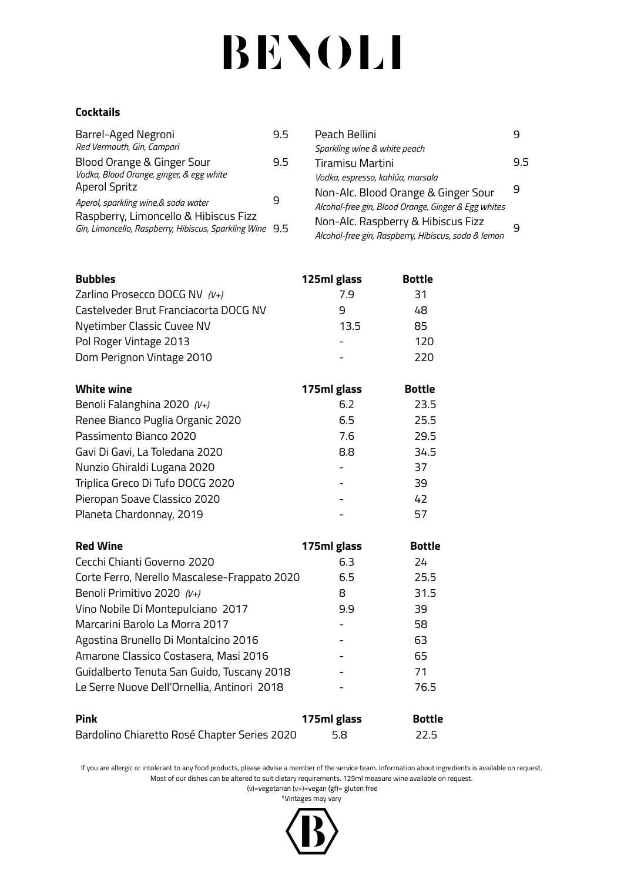# BENOLI

## Cocktails

| Cocktail | Price |
| --- | --- |
| Barrel-Aged Negroni<br>*Red Vermouth, Gin, Campari* | 9.5 |
| Blood Orange & Ginger Sour<br>*Vodka, Blood Orange, ginger, & egg white* | 9.5 |
| Aperol Spritz<br>*Aperol, sparkling wine,& soda water* | 9 |
| Raspberry, Limoncello & Hibiscus Fizz<br>*Gin, Limoncello, Raspberry, Hibiscus, Sparkling Wine* | 9.5 |
| Peach Bellini<br>*Sparkling wine & white peach* | 9 |
| Tiramisu Martini<br>*Vodka, espresso, kahlúa, marsala* | 9.5 |
| Non-Alc. Blood Orange & Ginger Sour<br>*Alcohol-free gin, Blood Orange, Ginger & Egg whites* | 9 |
| Non-Alc. Raspberry & Hibiscus Fizz<br>*Alcohol-free gin, Raspberry, Hibiscus, soda & lemon* | 9 |

| **Bubbles** | **125ml glass** | **Bottle** |
| --- | --- | --- |
| Zarlino Prosecco DOCG NV *(V+)* | 7.9 | 31 |
| Castelveder Brut Franciacorta DOCG NV | 9 | 48 |
| Nyetimber Classic Cuvee NV | 13.5 | 85 |
| Pol Roger Vintage 2013 | - | 120 |
| Dom Perignon Vintage 2010 | - | 220 |

| **White wine** | **175ml glass** | **Bottle** |
| --- | --- | --- |
| Benoli Falanghina 2020 *(V+)* | 6.2 | 23.5 |
| Renee Bianco Puglia Organic 2020 | 6.5 | 25.5 |
| Passimento Bianco 2020 | 7.6 | 29.5 |
| Gavi Di Gavi, La Toledana 2020 | 8.8 | 34.5 |
| Nunzio Ghiraldi Lugana 2020 | - | 37 |
| Triplica Greco Di Tufo DOCG 2020 | - | 39 |
| Pieropan Soave Classico 2020 | - | 42 |
| Planeta Chardonnay, 2019 | - | 57 |

| **Red Wine** | **175ml glass** | **Bottle** |
| --- | --- | --- |
| Cecchi Chianti Governo 2020 | 6.3 | 24 |
| Corte Ferro, Nerello Mascalese-Frappato 2020 | 6.5 | 25.5 |
| Benoli Primitivo 2020 *(V+)* | 8 | 31.5 |
| Vino Nobile Di Montepulciano 2017 | 9.9 | 39 |
| Marcarini Barolo La Morra 2017 | - | 58 |
| Agostina Brunello Di Montalcino 2016 | - | 63 |
| Amarone Classico Costasera, Masi 2016 | - | 65 |
| Guidalberto Tenuta San Guido, Tuscany 2018 | - | 71 |
| Le Serre Nuove Dell'Ornellia, Antinori 2018 | - | 76.5 |

| **Pink** | **175ml glass** | **Bottle** |
| --- | --- | --- |
| Bardolino Chiaretto Rosé Chapter Series 2020 | 5.8 | 22.5 |

If you are allergic or intolerant to any food products, please advise a member of the service team. Information about ingredients is available on request. Most of our dishes can be altered to suit dietary requirements. 125ml measure wine available on request.

(v)=vegetarian (v+)=vegan (gf)= gluten free

*Vintages may vary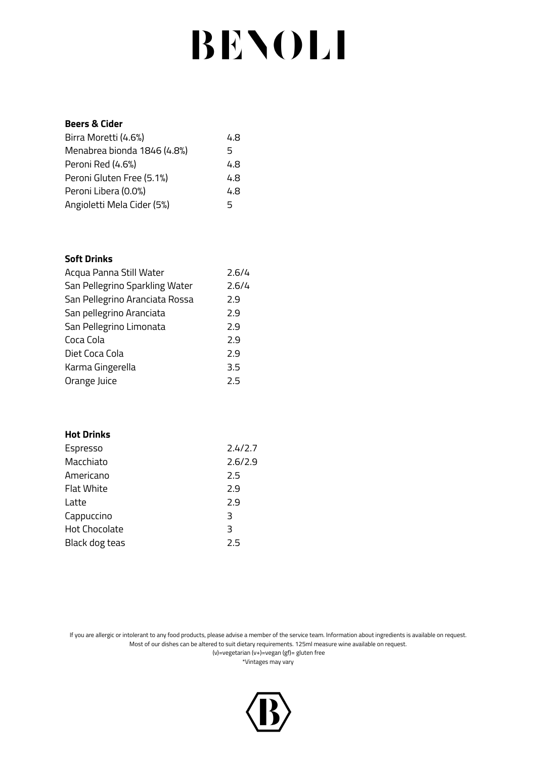# BENOLI

**Beers & Cider**

| | |
|---|---|
| Birra Moretti (4.6%) | 4.8 |
| Menabrea bionda 1846 (4.8%) | 5 |
| Peroni Red (4.6%) | 4.8 |
| Peroni Gluten Free (5.1%) | 4.8 |
| Peroni Libera (0.0%) | 4.8 |
| Angioletti Mela Cider (5%) | 5 |

**Soft Drinks**

| | |
|---|---|
| Acqua Panna Still Water | 2.6/4 |
| San Pellegrino Sparkling Water | 2.6/4 |
| San Pellegrino Aranciata Rossa | 2.9 |
| San pellegrino Aranciata | 2.9 |
| San Pellegrino Limonata | 2.9 |
| Coca Cola | 2.9 |
| Diet Coca Cola | 2.9 |
| Karma Gingerella | 3.5 |
| Orange Juice | 2.5 |

**Hot Drinks**

| | |
|---|---|
| Espresso | 2.4/2.7 |
| Macchiato | 2.6/2.9 |
| Americano | 2.5 |
| Flat White | 2.9 |
| Latte | 2.9 |
| Cappuccino | 3 |
| Hot Chocolate | 3 |
| Black dog teas | 2.5 |

If you are allergic or intolerant to any food products, please advise a member of the service team. Information about ingredients is available on request.
Most of our dishes can be altered to suit dietary requirements. 125ml measure wine available on request.
(v)=vegetarian (v+)=vegan (gf)= gluten free
*Vintages may vary